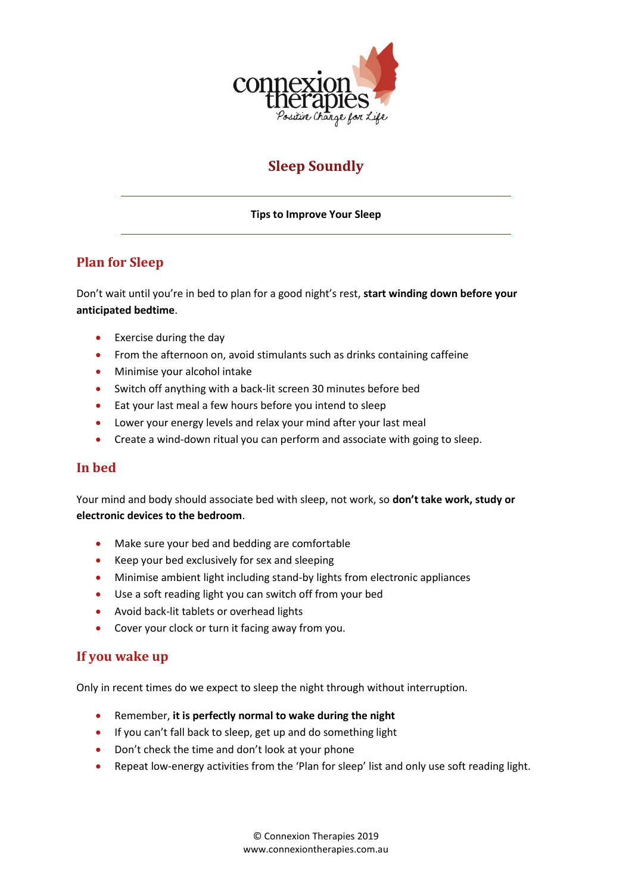connexion therapies

*Positive Change for Life*

# Sleep Soundly

---

**Tips to Improve Your Sleep**

---

## Plan for Sleep

Don't wait until you're in bed to plan for a good night's rest, **start winding down before your anticipated bedtime**.

- Exercise during the day
- From the afternoon on, avoid stimulants such as drinks containing caffeine
- Minimise your alcohol intake
- Switch off anything with a back-lit screen 30 minutes before bed
- Eat your last meal a few hours before you intend to sleep
- Lower your energy levels and relax your mind after your last meal
- Create a wind-down ritual you can perform and associate with going to sleep.

## In bed

Your mind and body should associate bed with sleep, not work, so **don't take work, study or electronic devices to the bedroom**.

- Make sure your bed and bedding are comfortable
- Keep your bed exclusively for sex and sleeping
- Minimise ambient light including stand-by lights from electronic appliances
- Use a soft reading light you can switch off from your bed
- Avoid back-lit tablets or overhead lights
- Cover your clock or turn it facing away from you.

## If you wake up

Only in recent times do we expect to sleep the night through without interruption.

- Remember, **it is perfectly normal to wake during the night**
- If you can't fall back to sleep, get up and do something light
- Don't check the time and don't look at your phone
- Repeat low-energy activities from the 'Plan for sleep' list and only use soft reading light.

© Connexion Therapies 2019
www.connexiontherapies.com.au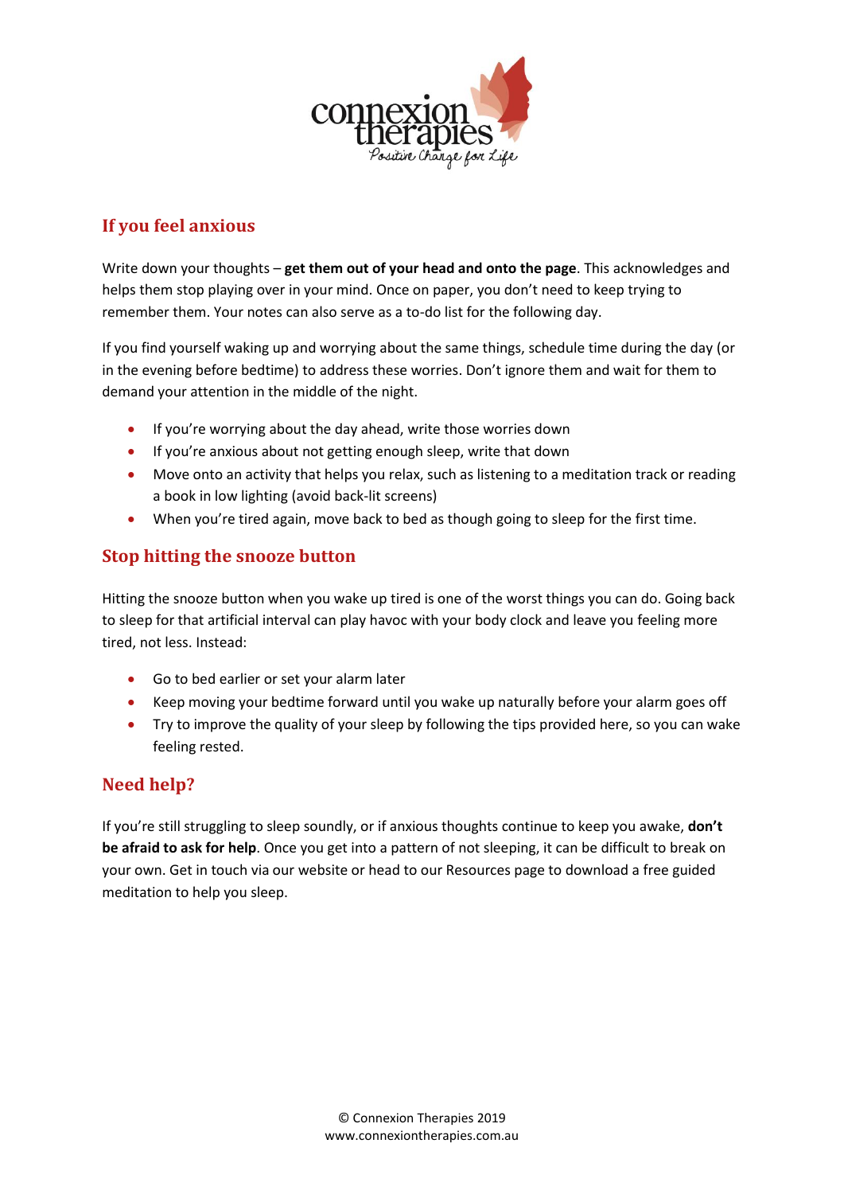## If you feel anxious

Write down your thoughts – **get them out of your head and onto the page**. This acknowledges and helps them stop playing over in your mind. Once on paper, you don't need to keep trying to remember them. Your notes can also serve as a to-do list for the following day.

If you find yourself waking up and worrying about the same things, schedule time during the day (or in the evening before bedtime) to address these worries. Don't ignore them and wait for them to demand your attention in the middle of the night.

- If you're worrying about the day ahead, write those worries down
- If you're anxious about not getting enough sleep, write that down
- Move onto an activity that helps you relax, such as listening to a meditation track or reading a book in low lighting (avoid back-lit screens)
- When you're tired again, move back to bed as though going to sleep for the first time.

## Stop hitting the snooze button

Hitting the snooze button when you wake up tired is one of the worst things you can do. Going back to sleep for that artificial interval can play havoc with your body clock and leave you feeling more tired, not less. Instead:

- Go to bed earlier or set your alarm later
- Keep moving your bedtime forward until you wake up naturally before your alarm goes off
- Try to improve the quality of your sleep by following the tips provided here, so you can wake feeling rested.

## Need help?

If you're still struggling to sleep soundly, or if anxious thoughts continue to keep you awake, **don't be afraid to ask for help**. Once you get into a pattern of not sleeping, it can be difficult to break on your own. Get in touch via our website or head to our Resources page to download a free guided meditation to help you sleep.

© Connexion Therapies 2019
www.connexiontherapies.com.au